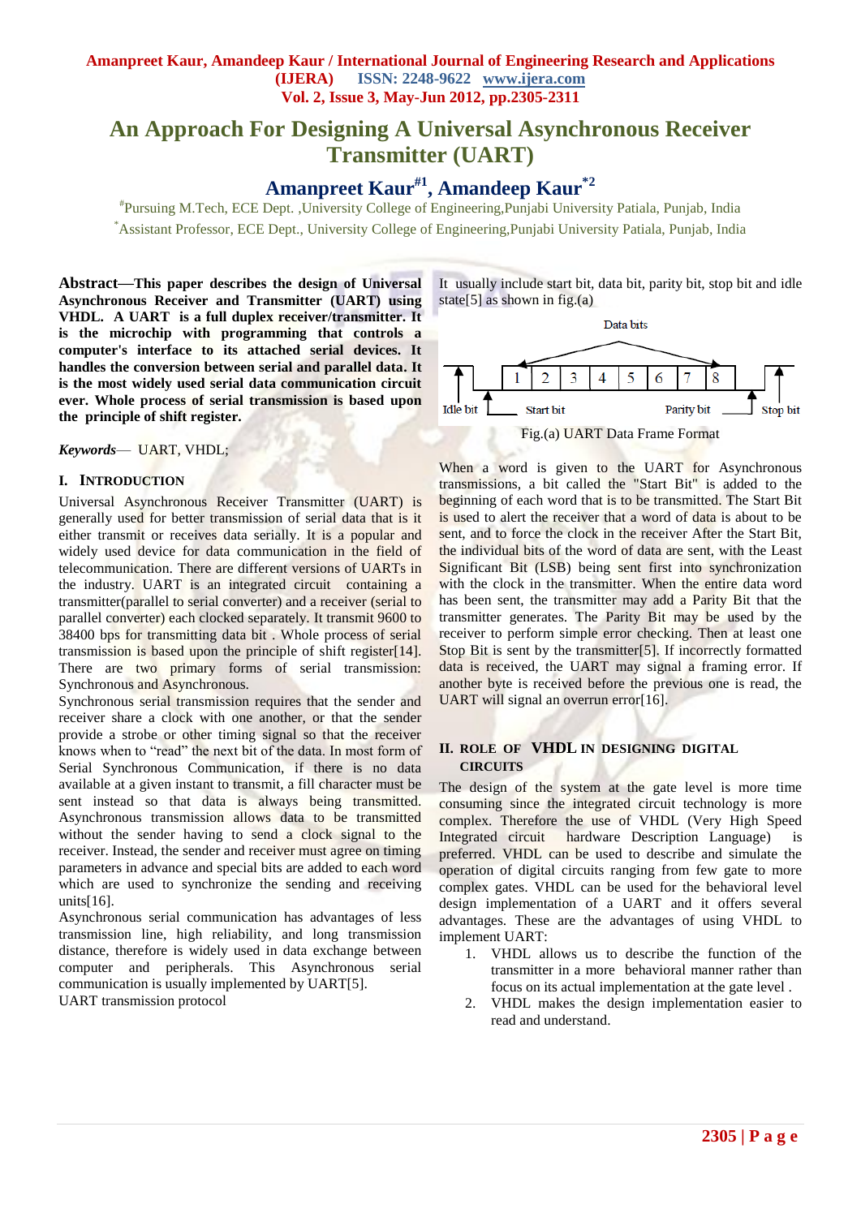# An Approach For Designing A Universal Asynchronous Receiver Transmitter (UART)

**Amanpreet Kaur[#1], Amandeep Kaur[*2]**

[#]Pursuing M.Tech, ECE Dept. ,University College of Engineering,Punjabi University Patiala, Punjab, India

[*]Assistant Professor, ECE Dept., University College of Engineering,Punjabi University Patiala, Punjab, India

**Abstract—This paper describes the design of Universal Asynchronous Receiver and Transmitter (UART) using VHDL. A UART is a full duplex receiver/transmitter. It is the microchip with programming that controls a computer's interface to its attached serial devices. It handles the conversion between serial and parallel data. It is the most widely used serial data communication circuit ever. Whole process of serial transmission is based upon the principle of shift register.**

***Keywords***— UART, VHDL;

## I. INTRODUCTION

Universal Asynchronous Receiver Transmitter (UART) is generally used for better transmission of serial data that is it either transmit or receives data serially. It is a popular and widely used device for data communication in the field of telecommunication. There are different versions of UARTs in the industry. UART is an integrated circuit containing a transmitter(parallel to serial converter) and a receiver (serial to parallel converter) each clocked separately. It transmit 9600 to 38400 bps for transmitting data bit . Whole process of serial transmission is based upon the principle of shift register[14]. There are two primary forms of serial transmission: Synchronous and Asynchronous.

Synchronous serial transmission requires that the sender and receiver share a clock with one another, or that the sender provide a strobe or other timing signal so that the receiver knows when to "read" the next bit of the data. In most form of Serial Synchronous Communication, if there is no data available at a given instant to transmit, a fill character must be sent instead so that data is always being transmitted. Asynchronous transmission allows data to be transmitted without the sender having to send a clock signal to the receiver. Instead, the sender and receiver must agree on timing parameters in advance and special bits are added to each word which are used to synchronize the sending and receiving units[16].

Asynchronous serial communication has advantages of less transmission line, high reliability, and long transmission distance, therefore is widely used in data exchange between computer and peripherals. This Asynchronous serial communication is usually implemented by UART[5].

UART transmission protocol

It usually include start bit, data bit, parity bit, stop bit and idle state[5] as shown in fig.(a)

Fig.(a) UART Data Frame Format

When a word is given to the UART for Asynchronous transmissions, a bit called the "Start Bit" is added to the beginning of each word that is to be transmitted. The Start Bit is used to alert the receiver that a word of data is about to be sent, and to force the clock in the receiver After the Start Bit, the individual bits of the word of data are sent, with the Least Significant Bit (LSB) being sent first into synchronization with the clock in the transmitter. When the entire data word has been sent, the transmitter may add a Parity Bit that the transmitter generates. The Parity Bit may be used by the receiver to perform simple error checking. Then at least one Stop Bit is sent by the transmitter[5]. If incorrectly formatted data is received, the UART may signal a framing error. If another byte is received before the previous one is read, the UART will signal an overrun error[16].

## II. ROLE OF VHDL IN DESIGNING DIGITAL CIRCUITS

The design of the system at the gate level is more time consuming since the integrated circuit technology is more complex. Therefore the use of VHDL (Very High Speed Integrated circuit hardware Description Language) is preferred. VHDL can be used to describe and simulate the operation of digital circuits ranging from few gate to more complex gates. VHDL can be used for the behavioral level design implementation of a UART and it offers several advantages. These are the advantages of using VHDL to implement UART:

1. VHDL allows us to describe the function of the transmitter in a more behavioral manner rather than focus on its actual implementation at the gate level .
2. VHDL makes the design implementation easier to read and understand.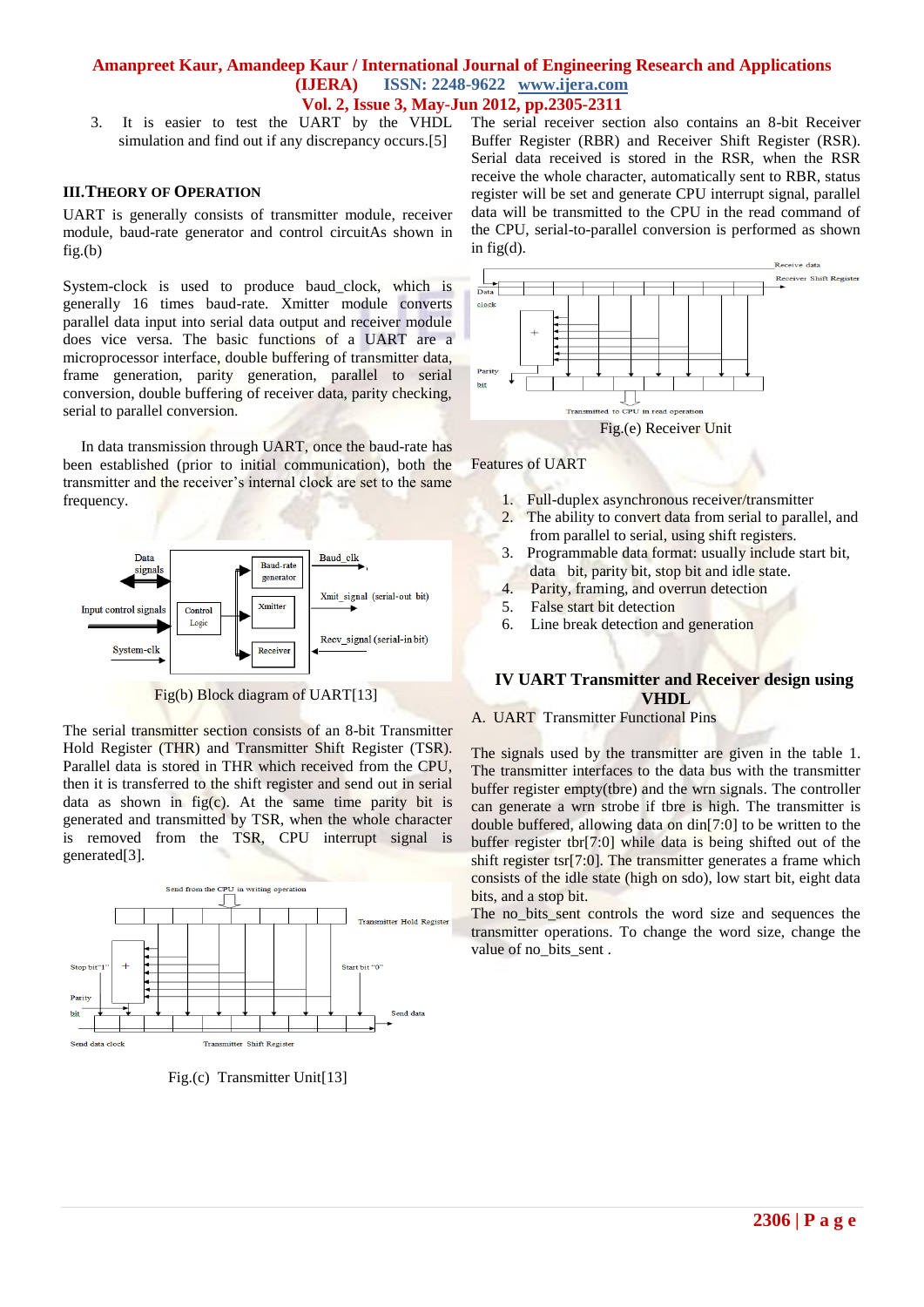3. It is easier to test the UART by the VHDL simulation and find out if any discrepancy occurs.[5]

### III. THEORY OF OPERATION

UART is generally consists of transmitter module, receiver module, baud-rate generator and control circuitAs shown in fig.(b)

System-clock is used to produce baud_clock, which is generally 16 times baud-rate. Xmitter module converts parallel data input into serial data output and receiver module does vice versa. The basic functions of a UART are a microprocessor interface, double buffering of transmitter data, frame generation, parity generation, parallel to serial conversion, double buffering of receiver data, parity checking, serial to parallel conversion.

In data transmission through UART, once the baud-rate has been established (prior to initial communication), both the transmitter and the receiver's internal clock are set to the same frequency.

Fig(b) Block diagram of UART[13]

The serial transmitter section consists of an 8-bit Transmitter Hold Register (THR) and Transmitter Shift Register (TSR). Parallel data is stored in THR which received from the CPU, then it is transferred to the shift register and send out in serial data as shown in fig(c). At the same time parity bit is generated and transmitted by TSR, when the whole character is removed from the TSR, CPU interrupt signal is generated[3].

Fig.(c) Transmitter Unit[13]

The serial receiver section also contains an 8-bit Receiver Buffer Register (RBR) and Receiver Shift Register (RSR). Serial data received is stored in the RSR, when the RSR receive the whole character, automatically sent to RBR, status register will be set and generate CPU interrupt signal, parallel data will be transmitted to the CPU in the read command of the CPU, serial-to-parallel conversion is performed as shown in fig(d).

Fig.(e) Receiver Unit

Features of UART

1. Full-duplex asynchronous receiver/transmitter
2. The ability to convert data from serial to parallel, and from parallel to serial, using shift registers.
3. Programmable data format: usually include start bit, data bit, parity bit, stop bit and idle state.
4. Parity, framing, and overrun detection
5. False start bit detection
6. Line break detection and generation

### IV UART Transmitter and Receiver design using VHDL

A. UART Transmitter Functional Pins

The signals used by the transmitter are given in the table 1. The transmitter interfaces to the data bus with the transmitter buffer register empty(tbre) and the wrn signals. The controller can generate a wrn strobe if tbre is high. The transmitter is double buffered, allowing data on din[7:0] to be written to the buffer register tbr[7:0] while data is being shifted out of the shift register tsr[7:0]. The transmitter generates a frame which consists of the idle state (high on sdo), low start bit, eight data bits, and a stop bit.

The no_bits_sent controls the word size and sequences the transmitter operations. To change the word size, change the value of no_bits_sent .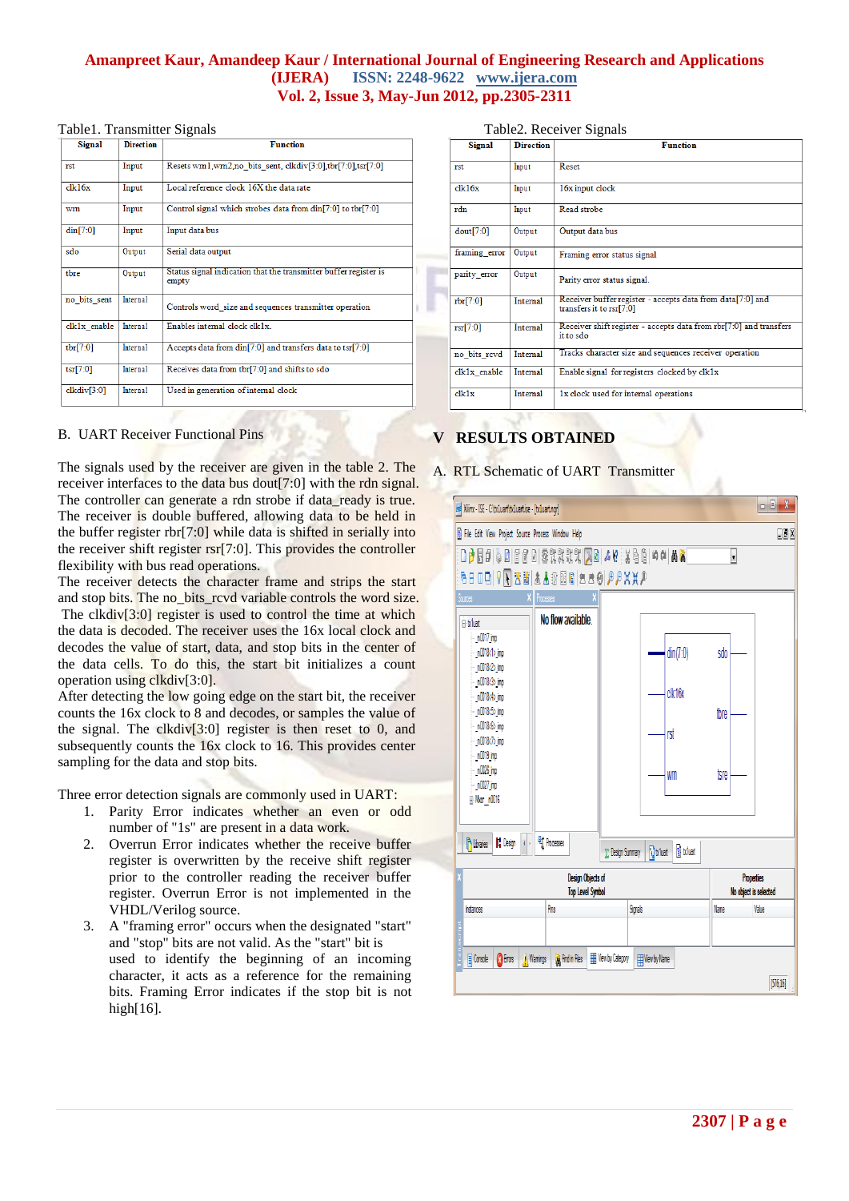Table1. Transmitter Signals

| Signal | Direction | Function |
|---|---|---|
| rst | Input | Resets wrn1,wrn2,no_bits_sent, clkdiv[3:0],tbr[7:0],tsr[7:0] |
| clk16x | Input | Local reference clock 16X the data rate |
| wrn | Input | Control signal which strobes data from din[7:0] to tbr[7:0] |
| din[7:0] | Input | Input data bus |
| sdo | Output | Serial data output |
| tbre | Output | Status signal indication that the transmitter buffer register is empty |
| no_bits_sent | Internal | Controls word_size and sequences transmitter operation |
| clk1x_enable | Internal | Enables internal clock clk1x. |
| tbr[7:0] | Internal | Accepts data from din[7:0] and transfers data to tsr[7:0] |
| tsr[7:0] | Internal | Receives data from tbr[7:0] and shifts to sdo |
| clkdiv[3:0] | Internal | Used in generation of internal clock |

## B. UART Receiver Functional Pins

The signals used by the receiver are given in the table 2. The receiver interfaces to the data bus dout[7:0] with the rdn signal. The controller can generate a rdn strobe if data_ready is true. The receiver is double buffered, allowing data to be held in the buffer register rbr[7:0] while data is shifted in serially into the receiver shift register rsr[7:0]. This provides the controller flexibility with bus read operations.

The receiver detects the character frame and strips the start and stop bits. The no_bits_rcvd variable controls the word size. The clkdiv[3:0] register is used to control the time at which the data is decoded. The receiver uses the 16x local clock and decodes the value of start, data, and stop bits in the center of the data cells. To do this, the start bit initializes a count operation using clkdiv[3:0].

After detecting the low going edge on the start bit, the receiver counts the 16x clock to 8 and decodes, or samples the value of the signal. The clkdiv[3:0] register is then reset to 0, and subsequently counts the 16x clock to 16. This provides center sampling for the data and stop bits.

Three error detection signals are commonly used in UART:

1. Parity Error indicates whether an even or odd number of "1s" are present in a data work.
2. Overrun Error indicates whether the receive buffer register is overwritten by the receive shift register prior to the controller reading the receiver buffer register. Overrun Error is not implemented in the VHDL/Verilog source.
3. A "framing error" occurs when the designated "start" and "stop" bits are not valid. As the "start" bit is used to identify the beginning of an incoming character, it acts as a reference for the remaining bits. Framing Error indicates if the stop bit is not high[16].

Table2. Receiver Signals

| Signal | Direction | Function |
|---|---|---|
| rst | Input | Reset |
| clk16x | Input | 16x input clock |
| rdn | Input | Read strobe |
| dout[7:0] | Output | Output data bus |
| framing_error | Output | Framing error status signal |
| parity_error | Output | Parity error status signal. |
| rbr[7:0] | Internal | Receiver buffer register - accepts data from data[7:0] and transfers it to rsr[7:0] |
| rsr[7:0] | Internal | Receiver shift register - accepts data from rbr[7:0] and transfers it to sdo |
| no_bits_rcvd | Internal | Tracks character size and sequences receiver operation |
| clk1x_enable | Internal | Enable signal for registers clocked by clk1x |
| clk1x | Internal | 1x clock used for internal operations |

# V RESULTS OBTAINED

## A. RTL Schematic of UART Transmitter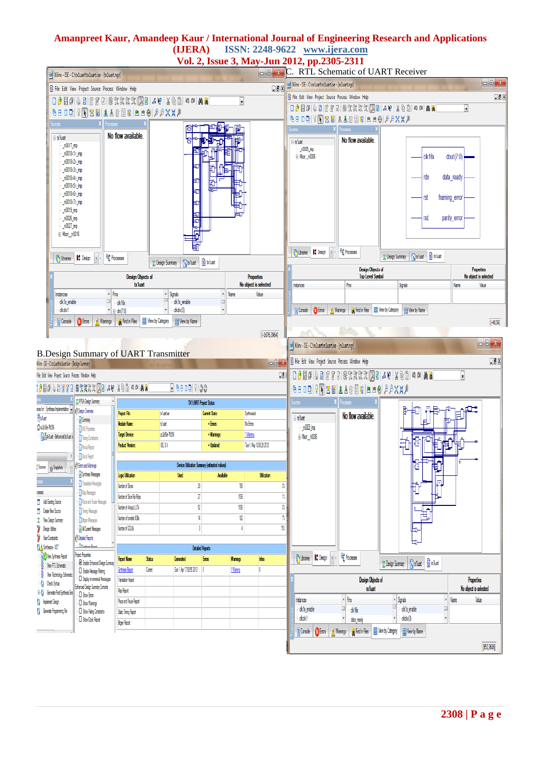C. RTL Schematic of UART Receiver

B.Design Summary of UART Transmitter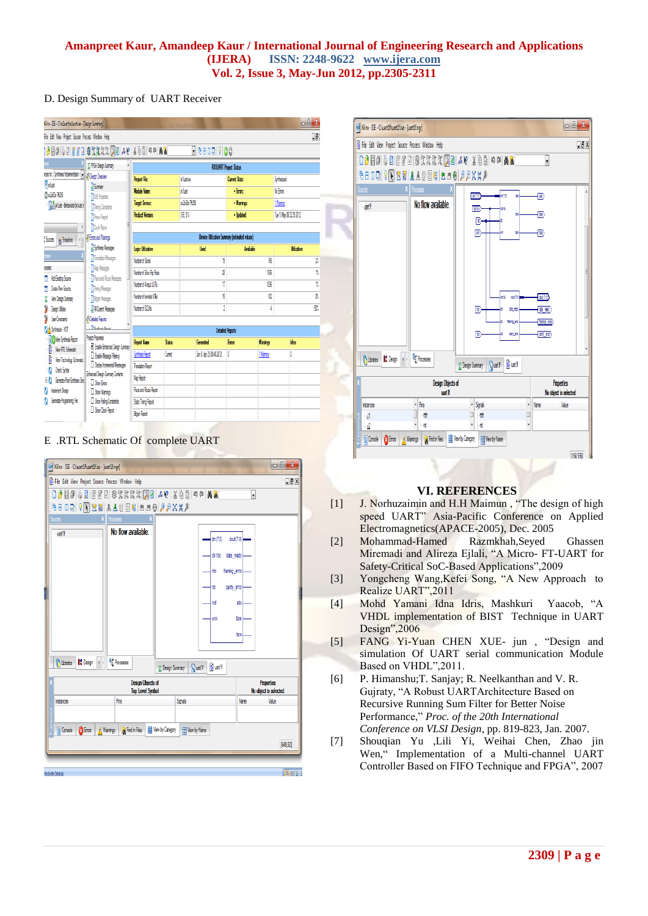D. Design Summary of UART Receiver

E .RTL Schematic Of complete UART

## VI. REFERENCES

[1] J. Norhuzaimin and H.H Maimun , "The design of high speed UART" Asia-Pacific Conference on Applied Electromagnetics(APACE-2005), Dec. 2005

[2] Mohammad-Hamed Razmkhah,Seyed Ghassen Miremadi and Alireza Ejlali, "A Micro- FT-UART for Safety-Critical SoC-Based Applications",2009

[3] Yongcheng Wang,Kefei Song, "A New Approach to Realize UART",2011

[4] Mohd Yamani Idna Idris, Mashkuri Yaacob, "A VHDL implementation of BIST Technique in UART Design",2006

[5] FANG Yi-Yuan CHEN XUE- jun , "Design and simulation Of UART serial communication Module Based on VHDL",2011.

[6] P. Himanshu;T. Sanjay; R. Neelkanthan and V. R. Gujraty, "A Robust UARTArchitecture Based on Recursive Running Sum Filter for Better Noise Performance," *Proc. of the 20th International Conference on VLSI Design*, pp. 819-823, Jan. 2007.

[7] Shouqian Yu ,Lili Yi, Weihai Chen, Zhao jin Wen," Implementation of a Multi-channel UART Controller Based on FIFO Technique and FPGA", 2007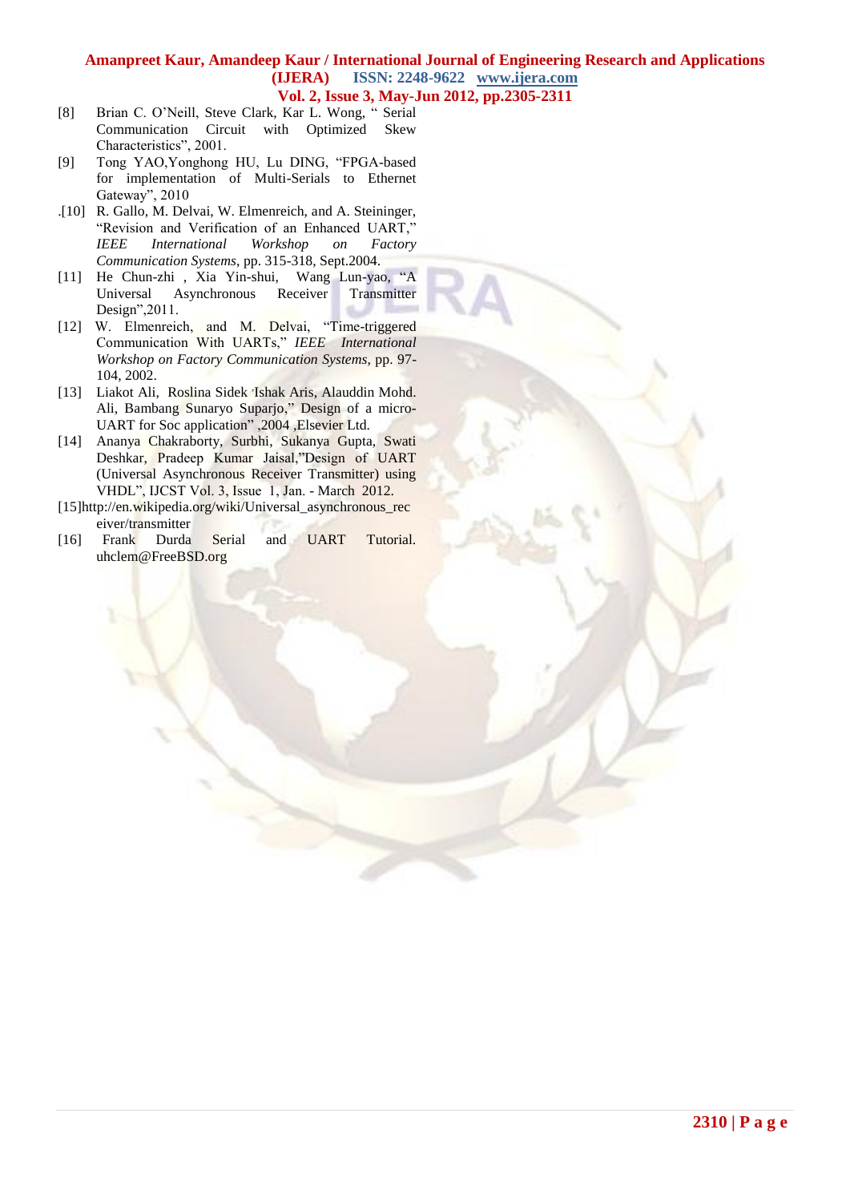[8] Brian C. O'Neill, Steve Clark, Kar L. Wong, " Serial Communication Circuit with Optimized Skew Characteristics", 2001.

[9] Tong YAO,Yonghong HU, Lu DING, "FPGA-based for implementation of Multi-Serials to Ethernet Gateway", 2010

.[10] R. Gallo, M. Delvai, W. Elmenreich, and A. Steininger, "Revision and Verification of an Enhanced UART," *IEEE International Workshop on Factory Communication Systems*, pp. 315-318, Sept.2004.

[11] He Chun-zhi , Xia Yin-shui, Wang Lun-yao, "A Universal Asynchronous Receiver Transmitter Design",2011.

[12] W. Elmenreich, and M. Delvai, "Time-triggered Communication With UARTs," *IEEE International Workshop on Factory Communication Systems*, pp. 97-104, 2002.

[13] Liakot Ali, Roslina Sidek ,Ishak Aris, Alauddin Mohd. Ali, Bambang Sunaryo Suparjo," Design of a micro-UART for Soc application" ,2004 ,Elsevier Ltd.

[14] Ananya Chakraborty, Surbhi, Sukanya Gupta, Swati Deshkar, Pradeep Kumar Jaisal,"Design of UART (Universal Asynchronous Receiver Transmitter) using VHDL", IJCST Vol. 3, Issue 1, Jan. - March 2012.

[15]http://en.wikipedia.org/wiki/Universal_asynchronous_receiver/transmitter

[16] Frank Durda Serial and UART Tutorial. uhclem@FreeBSD.org